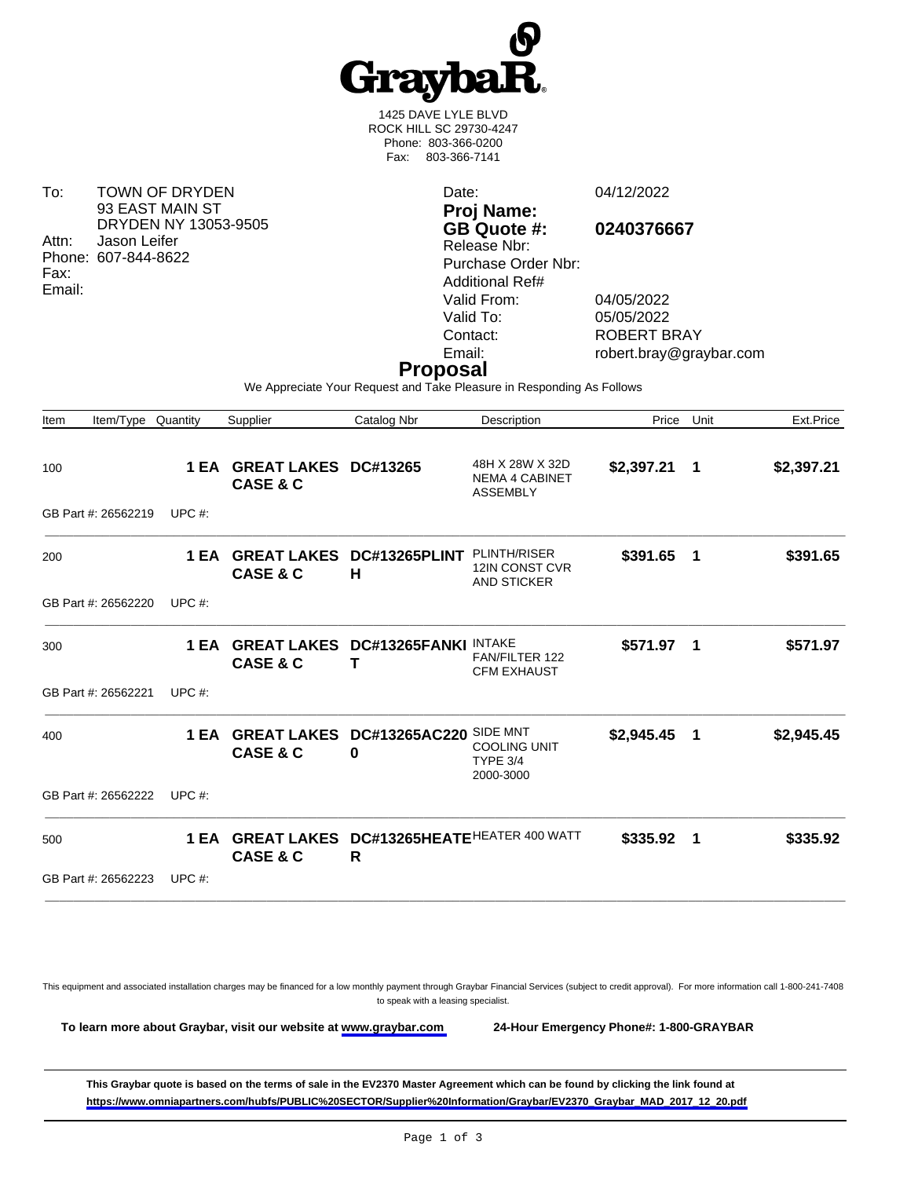**GraybaR**

1425 DAVE LYLE BLVD
ROCK HILL SC 29730-4247
Phone: 803-366-0200
Fax: 803-366-7141

To: TOWN OF DRYDEN
93 EAST MAIN ST
DRYDEN NY 13053-9505
Attn: Jason Leifer
Phone: 607-844-8622
Fax:
Email:

Date: 04/12/2022
**Proj Name:**
**GB Quote #: 0240376667**
Release Nbr:
Purchase Order Nbr:
Additional Ref#
Valid From: 04/05/2022
Valid To: 05/05/2022
Contact: ROBERT BRAY
Email: robert.bray@graybar.com

## Proposal

We Appreciate Your Request and Take Pleasure in Responding As Follows

| Item | Item/Type | Quantity | Supplier | Catalog Nbr | Description | Price | Unit | Ext.Price |
|---|---|---|---|---|---|---|---|---|
| 100 | | **1 EA** | **GREAT LAKES CASE & C** | **DC#13265** | 48H X 28W X 32D NEMA 4 CABINET ASSEMBLY | **$2,397.21** | **1** | **$2,397.21** |
| GB Part #: 26562219 | UPC #: | | | | | | | |
| 200 | | **1 EA** | **GREAT LAKES CASE & C** | **DC#13265PLINTH** | PLINTH/RISER 12IN CONST CVR AND STICKER | **$391.65** | **1** | **$391.65** |
| GB Part #: 26562220 | UPC #: | | | | | | | |
| 300 | | **1 EA** | **GREAT LAKES CASE & C** | **DC#13265FANKIT** | INTAKE FAN/FILTER 122 CFM EXHAUST | **$571.97** | **1** | **$571.97** |
| GB Part #: 26562221 | UPC #: | | | | | | | |
| 400 | | **1 EA** | **GREAT LAKES CASE & C** | **DC#13265AC2200** | SIDE MNT COOLING UNIT TYPE 3/4 2000-3000 | **$2,945.45** | **1** | **$2,945.45** |
| GB Part #: 26562222 | UPC #: | | | | | | | |
| 500 | | **1 EA** | **GREAT LAKES CASE & C** | **DC#13265HEATER** | HEATER 400 WATT | **$335.92** | **1** | **$335.92** |
| GB Part #: 26562223 | UPC #: | | | | | | | |

This equipment and associated installation charges may be financed for a low monthly payment through Graybar Financial Services (subject to credit approval). For more information call 1-800-241-7408 to speak with a leasing specialist.

**To learn more about Graybar, visit our website at www.graybar.com** **24-Hour Emergency Phone#: 1-800-GRAYBAR**

**This Graybar quote is based on the terms of sale in the EV2370 Master Agreement which can be found by clicking the link found at https://www.omniapartners.com/hubfs/PUBLIC%20SECTOR/Supplier%20Information/Graybar/EV2370_Graybar_MAD_2017_12_20.pdf**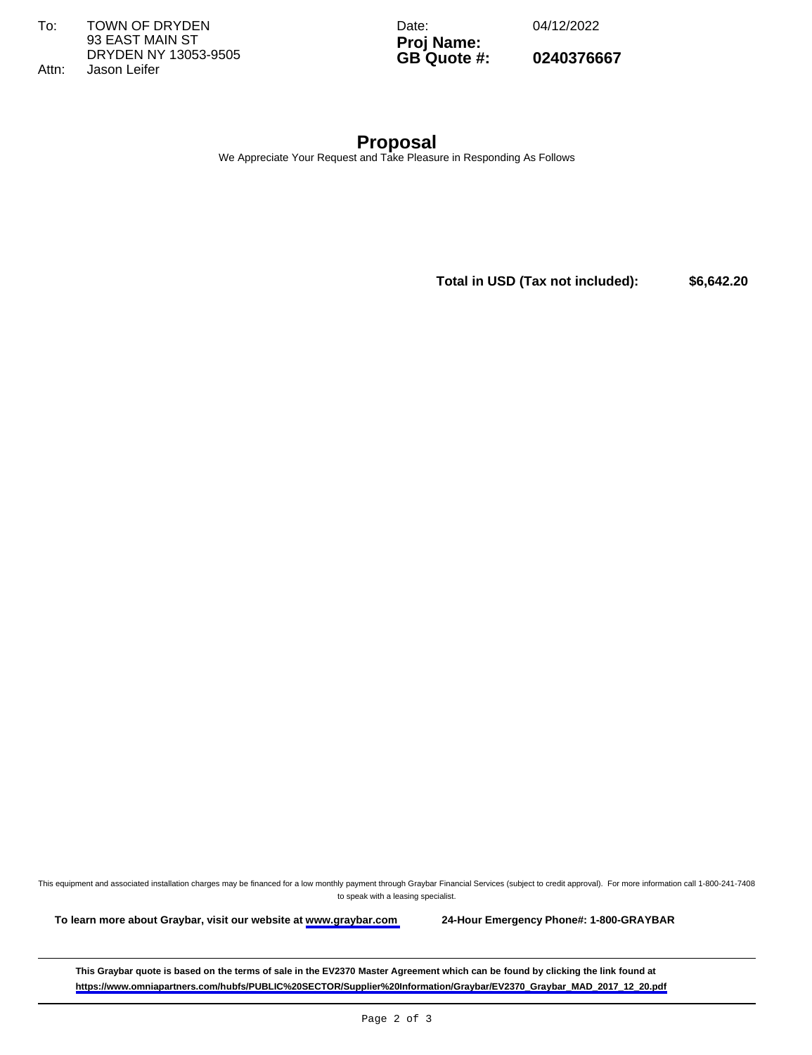| | | | |
|---|---|---|---|
| To: | TOWN OF DRYDEN<br>93 EAST MAIN ST<br>DRYDEN NY 13053-9505 | Date: | 04/12/2022 |
| | | **Proj Name:** | |
| Attn: | Jason Leifer | **GB Quote #:** | **0240376667** |

# Proposal

We Appreciate Your Request and Take Pleasure in Responding As Follows

**Total in USD (Tax not included): $6,642.20**

This equipment and associated installation charges may be financed for a low monthly payment through Graybar Financial Services (subject to credit approval). For more information call 1-800-241-7408 to speak with a leasing specialist.

**To learn more about Graybar, visit our website at www.graybar.com** **24-Hour Emergency Phone#: 1-800-GRAYBAR**

**This Graybar quote is based on the terms of sale in the EV2370 Master Agreement which can be found by clicking the link found at https://www.omniapartners.com/hubfs/PUBLIC%20SECTOR/Supplier%20Information/Graybar/EV2370_Graybar_MAD_2017_12_20.pdf**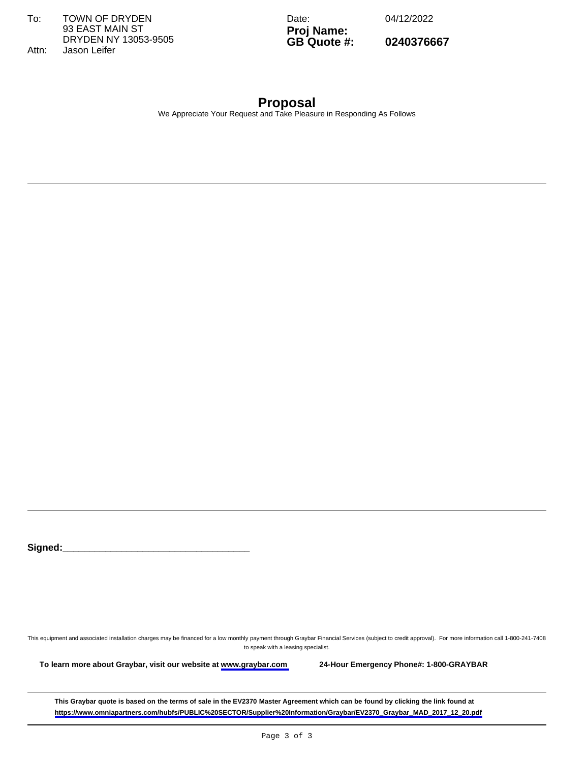To: TOWN OF DRYDEN
93 EAST MAIN ST
DRYDEN NY 13053-9505
Attn: Jason Leifer

Date: 04/12/2022
**Proj Name:**
**GB Quote #: 0240376667**

# Proposal

We Appreciate Your Request and Take Pleasure in Responding As Follows

---

---

**Signed:___________________________________**

This equipment and associated installation charges may be financed for a low monthly payment through Graybar Financial Services (subject to credit approval). For more information call 1-800-241-7408 to speak with a leasing specialist.

**To learn more about Graybar, visit our website at www.graybar.com** **24-Hour Emergency Phone#: 1-800-GRAYBAR**

**This Graybar quote is based on the terms of sale in the EV2370 Master Agreement which can be found by clicking the link found at https://www.omniapartners.com/hubfs/PUBLIC%20SECTOR/Supplier%20Information/Graybar/EV2370_Graybar_MAD_2017_12_20.pdf**